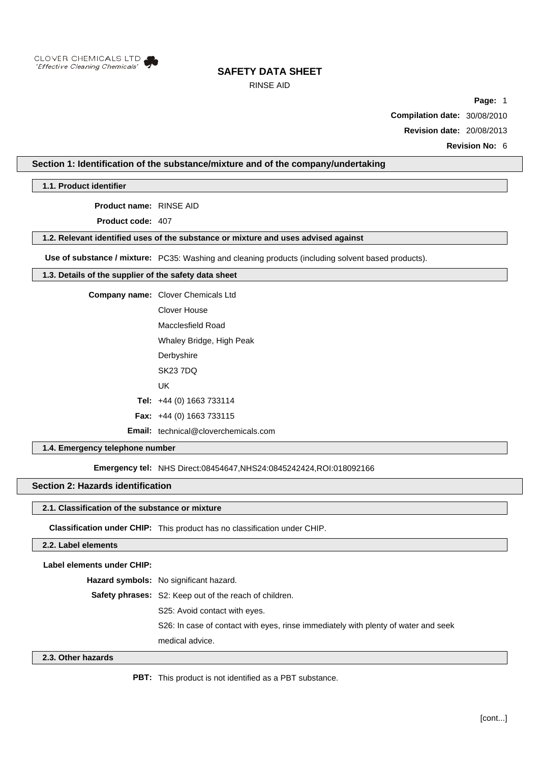CLOVER CHEMICALS LTD
*'Effective Cleaning Chemicals'*

# SAFETY DATA SHEET

RINSE AID

**Compilation date:** 30/08/2010

**Revision date:** 20/08/2013

**Revision No:** 6

## Section 1: Identification of the substance/mixture and of the company/undertaking

### 1.1. Product identifier

**Product name:** RINSE AID

**Product code:** 407

### 1.2. Relevant identified uses of the substance or mixture and uses advised against

**Use of substance / mixture:** PC35: Washing and cleaning products (including solvent based products).

### 1.3. Details of the supplier of the safety data sheet

**Company name:** Clover Chemicals Ltd
Clover House
Macclesfield Road
Whaley Bridge, High Peak
Derbyshire
SK23 7DQ
UK

**Tel:** +44 (0) 1663 733114

**Fax:** +44 (0) 1663 733115

**Email:** technical@cloverchemicals.com

### 1.4. Emergency telephone number

**Emergency tel:** NHS Direct:08454647,NHS24:0845242424,ROI:018092166

## Section 2: Hazards identification

### 2.1. Classification of the substance or mixture

**Classification under CHIP:** This product has no classification under CHIP.

### 2.2. Label elements

**Label elements under CHIP:**

**Hazard symbols:** No significant hazard.

**Safety phrases:** S2: Keep out of the reach of children.
S25: Avoid contact with eyes.
S26: In case of contact with eyes, rinse immediately with plenty of water and seek medical advice.

### 2.3. Other hazards

**PBT:** This product is not identified as a PBT substance.

[cont...]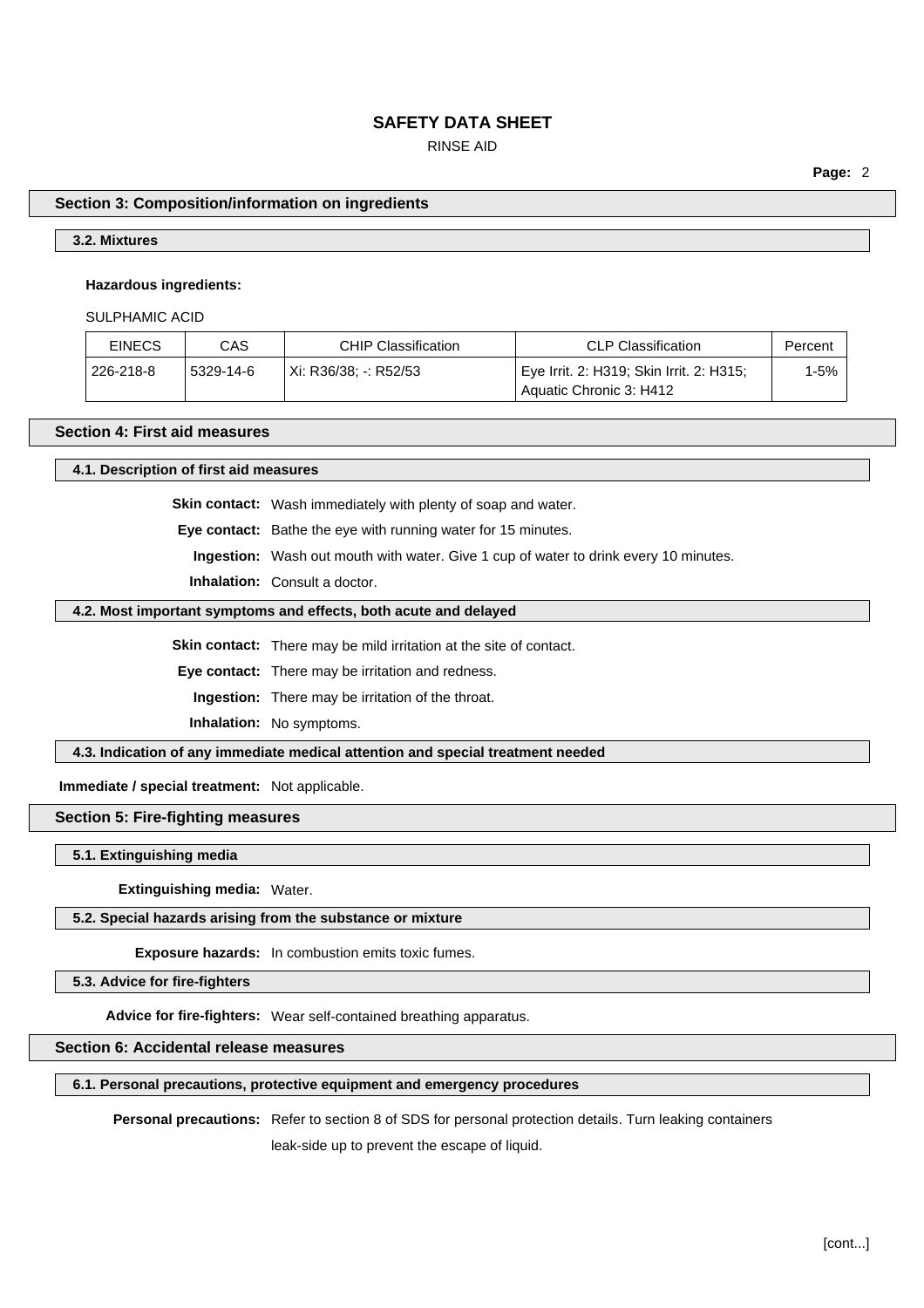## Section 3: Composition/information on ingredients

### 3.2. Mixtures

**Hazardous ingredients:**

SULPHAMIC ACID

| EINECS | CAS | CHIP Classification | CLP Classification | Percent |
|---|---|---|---|---|
| 226-218-8 | 5329-14-6 | Xi: R36/38; -: R52/53 | Eye Irrit. 2: H319; Skin Irrit. 2: H315; Aquatic Chronic 3: H412 | 1-5% |

## Section 4: First aid measures

### 4.1. Description of first aid measures

**Skin contact:** Wash immediately with plenty of soap and water.

**Eye contact:** Bathe the eye with running water for 15 minutes.

**Ingestion:** Wash out mouth with water. Give 1 cup of water to drink every 10 minutes.

**Inhalation:** Consult a doctor.

### 4.2. Most important symptoms and effects, both acute and delayed

**Skin contact:** There may be mild irritation at the site of contact.

**Eye contact:** There may be irritation and redness.

**Ingestion:** There may be irritation of the throat.

**Inhalation:** No symptoms.

### 4.3. Indication of any immediate medical attention and special treatment needed

**Immediate / special treatment:** Not applicable.

## Section 5: Fire-fighting measures

### 5.1. Extinguishing media

**Extinguishing media:** Water.

### 5.2. Special hazards arising from the substance or mixture

**Exposure hazards:** In combustion emits toxic fumes.

### 5.3. Advice for fire-fighters

**Advice for fire-fighters:** Wear self-contained breathing apparatus.

## Section 6: Accidental release measures

### 6.1. Personal precautions, protective equipment and emergency procedures

**Personal precautions:** Refer to section 8 of SDS for personal protection details. Turn leaking containers leak-side up to prevent the escape of liquid.

[cont...]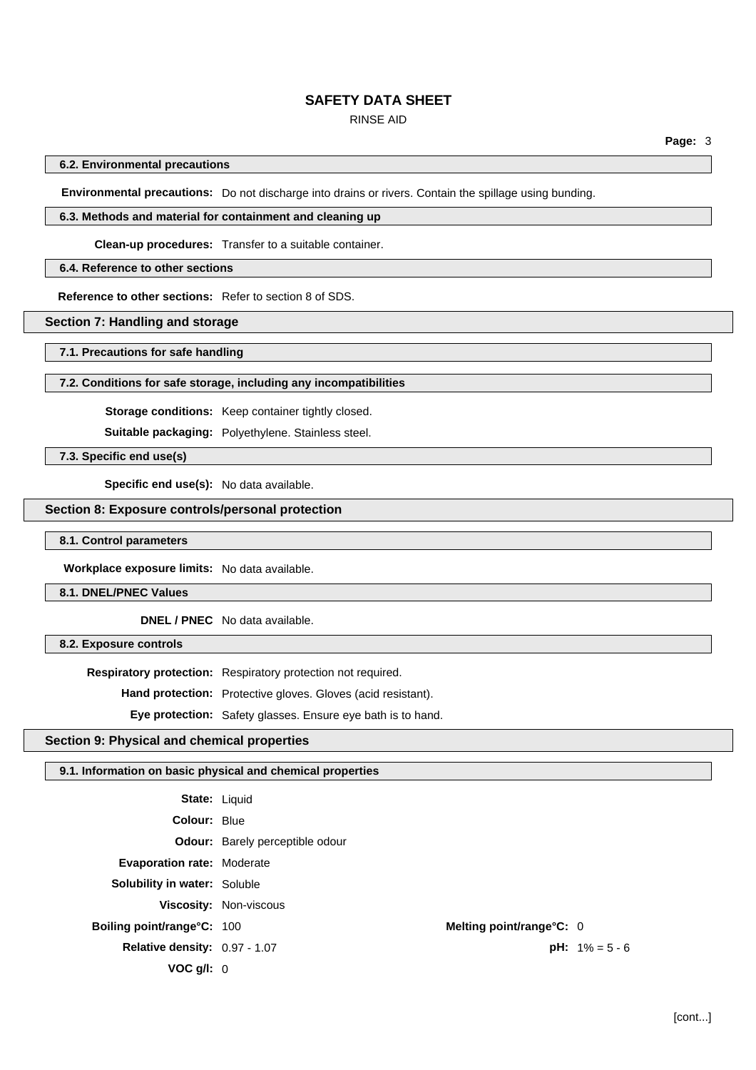### 6.2. Environmental precautions

**Environmental precautions:** Do not discharge into drains or rivers. Contain the spillage using bunding.

### 6.3. Methods and material for containment and cleaning up

**Clean-up procedures:** Transfer to a suitable container.

### 6.4. Reference to other sections

**Reference to other sections:** Refer to section 8 of SDS.

## Section 7: Handling and storage

### 7.1. Precautions for safe handling

### 7.2. Conditions for safe storage, including any incompatibilities

**Storage conditions:** Keep container tightly closed.

**Suitable packaging:** Polyethylene. Stainless steel.

### 7.3. Specific end use(s)

**Specific end use(s):** No data available.

## Section 8: Exposure controls/personal protection

### 8.1. Control parameters

**Workplace exposure limits:** No data available.

### 8.1. DNEL/PNEC Values

**DNEL / PNEC** No data available.

### 8.2. Exposure controls

**Respiratory protection:** Respiratory protection not required.

**Hand protection:** Protective gloves. Gloves (acid resistant).

**Eye protection:** Safety glasses. Ensure eye bath is to hand.

## Section 9: Physical and chemical properties

### 9.1. Information on basic physical and chemical properties

**State:** Liquid

**Colour:** Blue

**Odour:** Barely perceptible odour

**Evaporation rate:** Moderate

**Solubility in water:** Soluble

**Viscosity:** Non-viscous

**Boiling point/range°C:** 100

**Melting point/range°C:** 0

**Relative density:** 0.97 - 1.07

**pH:** 1% = 5 - 6

**VOC g/l:** 0

[cont...]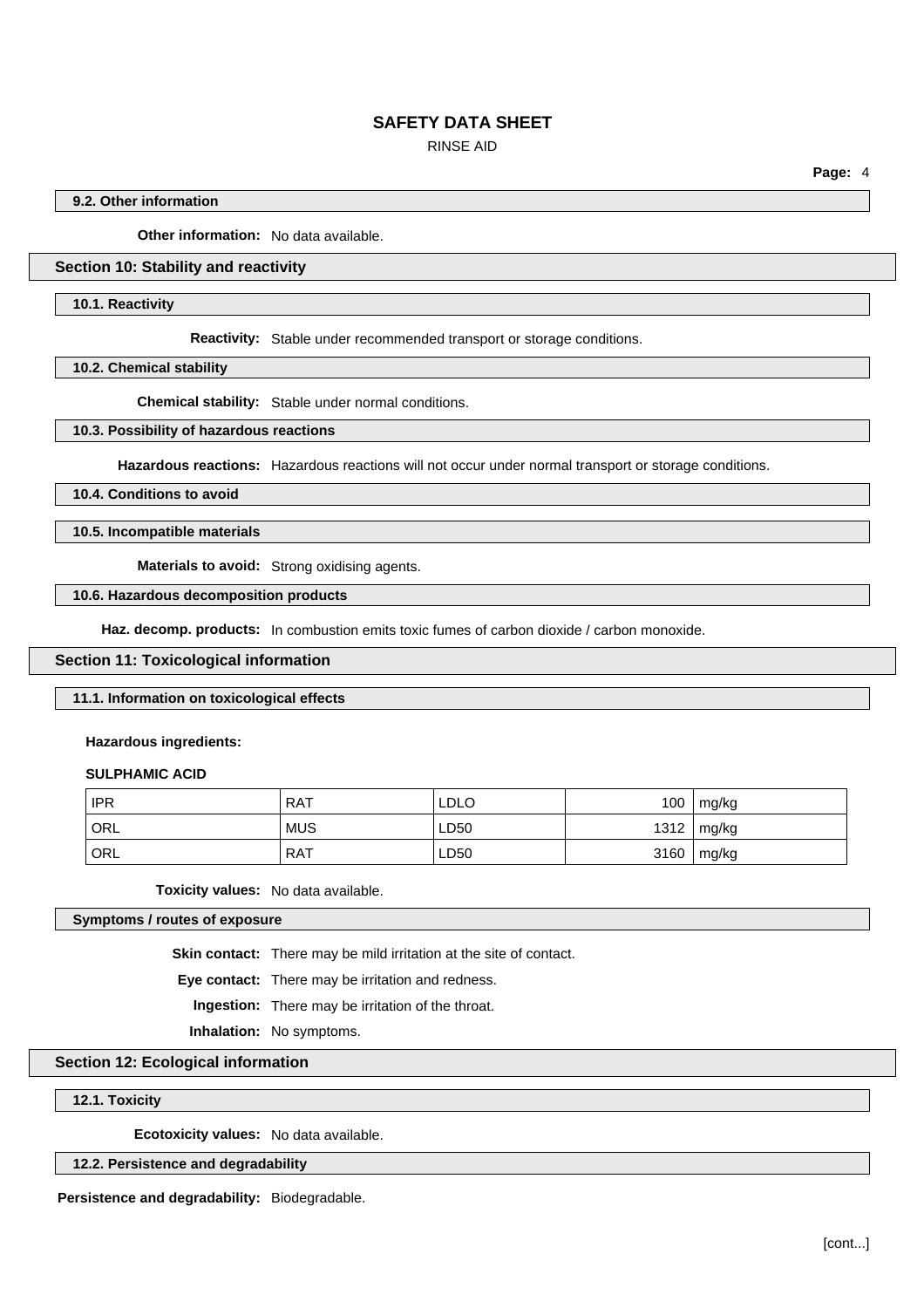### 9.2. Other information

**Other information:** No data available.

## Section 10: Stability and reactivity

### 10.1. Reactivity

**Reactivity:** Stable under recommended transport or storage conditions.

### 10.2. Chemical stability

**Chemical stability:** Stable under normal conditions.

### 10.3. Possibility of hazardous reactions

**Hazardous reactions:** Hazardous reactions will not occur under normal transport or storage conditions.

### 10.4. Conditions to avoid

### 10.5. Incompatible materials

**Materials to avoid:** Strong oxidising agents.

### 10.6. Hazardous decomposition products

**Haz. decomp. products:** In combustion emits toxic fumes of carbon dioxide / carbon monoxide.

## Section 11: Toxicological information

### 11.1. Information on toxicological effects

**Hazardous ingredients:**

**SULPHAMIC ACID**

| | | | | |
|---|---|---|---|---|
| IPR | RAT | LDLO | 100 | mg/kg |
| ORL | MUS | LD50 | 1312 | mg/kg |
| ORL | RAT | LD50 | 3160 | mg/kg |

**Toxicity values:** No data available.

### Symptoms / routes of exposure

**Skin contact:** There may be mild irritation at the site of contact.

**Eye contact:** There may be irritation and redness.

**Ingestion:** There may be irritation of the throat.

**Inhalation:** No symptoms.

## Section 12: Ecological information

### 12.1. Toxicity

**Ecotoxicity values:** No data available.

### 12.2. Persistence and degradability

**Persistence and degradability:** Biodegradable.

[cont...]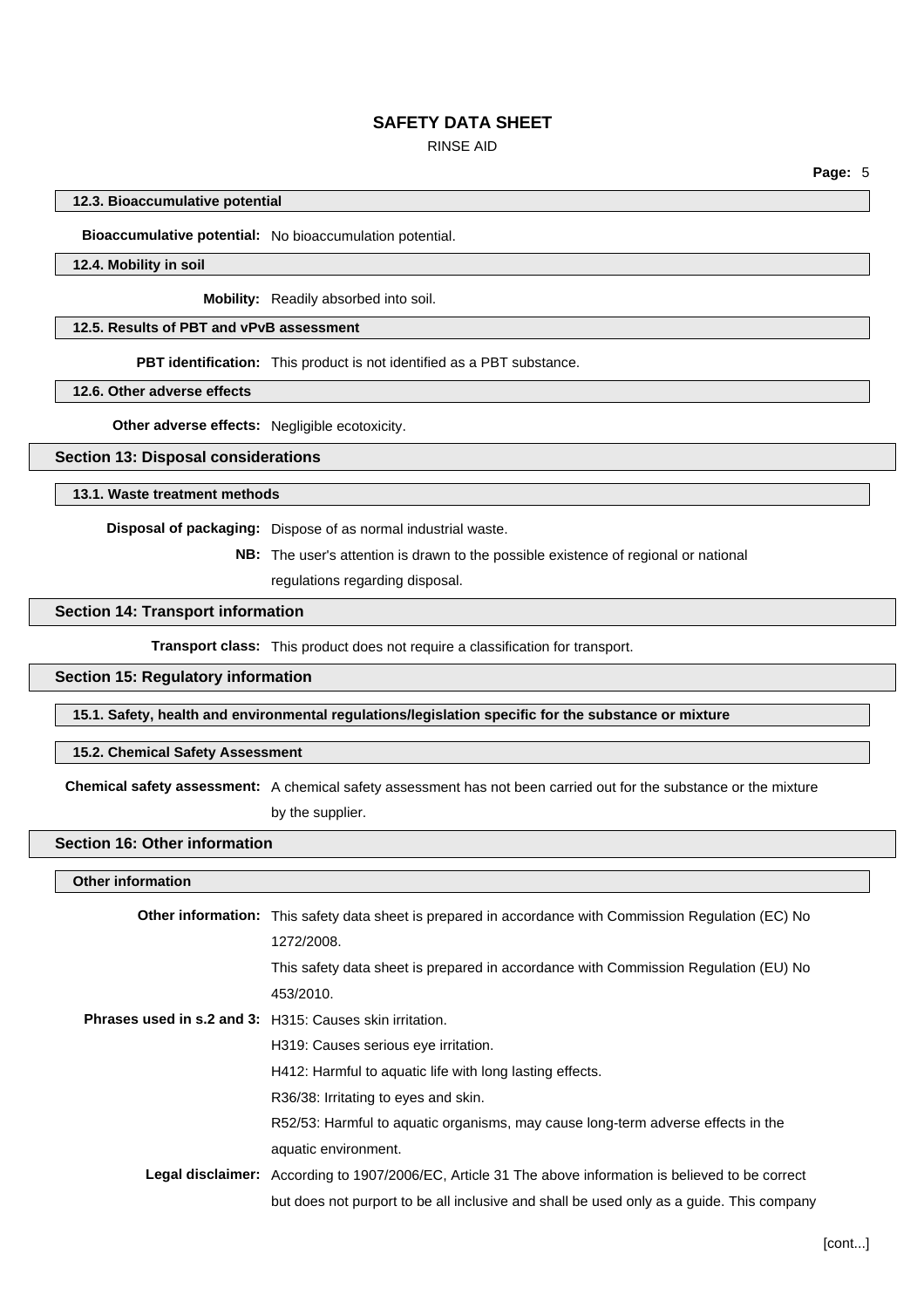### 12.3. Bioaccumulative potential

**Bioaccumulative potential:** No bioaccumulation potential.

### 12.4. Mobility in soil

**Mobility:** Readily absorbed into soil.

### 12.5. Results of PBT and vPvB assessment

**PBT identification:** This product is not identified as a PBT substance.

### 12.6. Other adverse effects

**Other adverse effects:** Negligible ecotoxicity.

## Section 13: Disposal considerations

### 13.1. Waste treatment methods

**Disposal of packaging:** Dispose of as normal industrial waste.

**NB:** The user's attention is drawn to the possible existence of regional or national regulations regarding disposal.

## Section 14: Transport information

**Transport class:** This product does not require a classification for transport.

## Section 15: Regulatory information

### 15.1. Safety, health and environmental regulations/legislation specific for the substance or mixture

### 15.2. Chemical Safety Assessment

**Chemical safety assessment:** A chemical safety assessment has not been carried out for the substance or the mixture by the supplier.

## Section 16: Other information

### Other information

**Other information:** This safety data sheet is prepared in accordance with Commission Regulation (EC) No 1272/2008.

This safety data sheet is prepared in accordance with Commission Regulation (EU) No 453/2010.

**Phrases used in s.2 and 3:** H315: Causes skin irritation.

H319: Causes serious eye irritation.

H412: Harmful to aquatic life with long lasting effects.

R36/38: Irritating to eyes and skin.

R52/53: Harmful to aquatic organisms, may cause long-term adverse effects in the aquatic environment.

**Legal disclaimer:** According to 1907/2006/EC, Article 31 The above information is believed to be correct but does not purport to be all inclusive and shall be used only as a guide. This company

[cont...]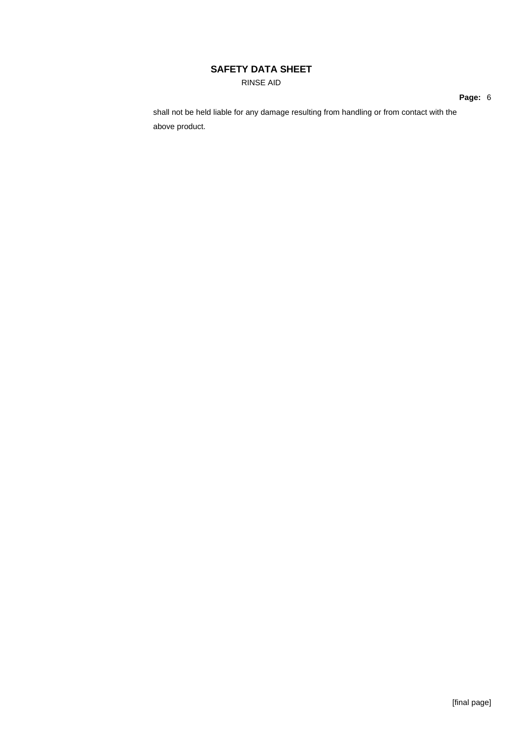shall not be held liable for any damage resulting from handling or from contact with the above product.

[final page]